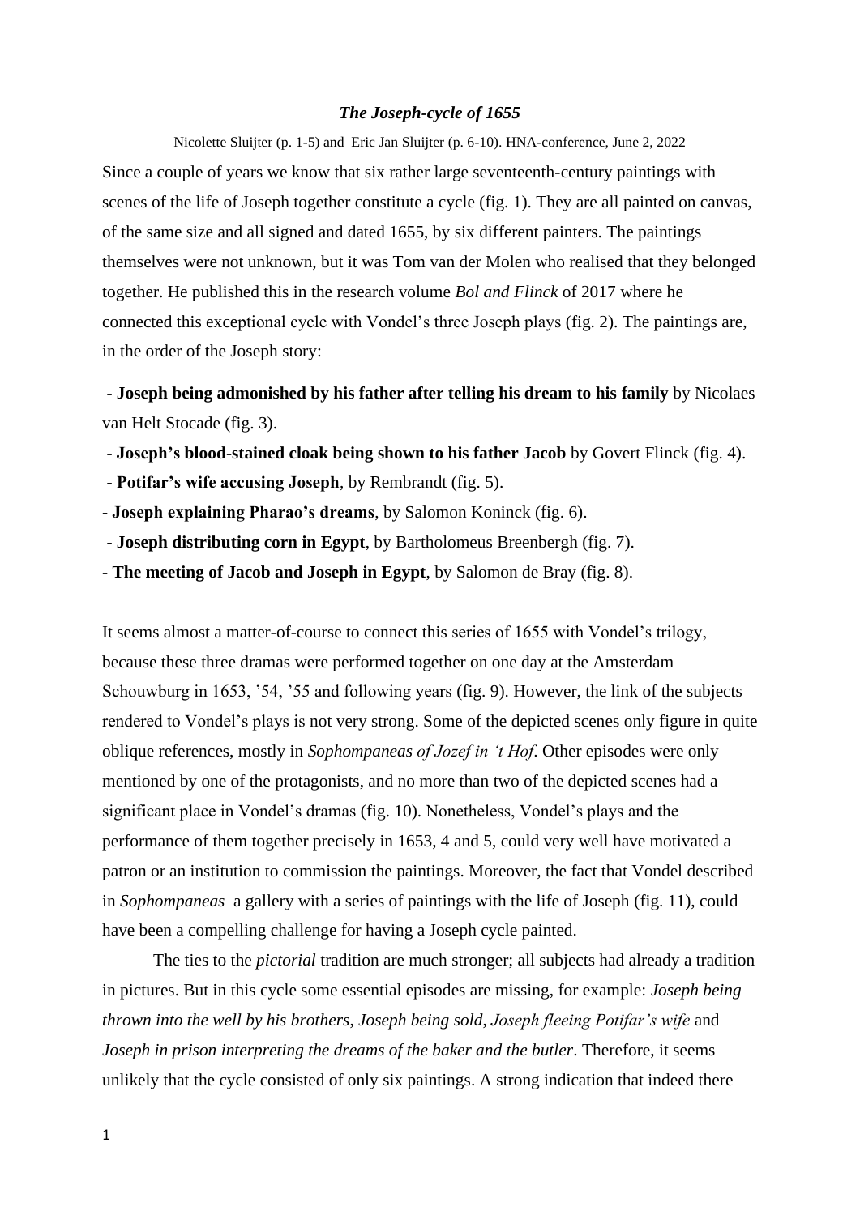## *The Joseph-cycle of 1655*

Nicolette Sluijter (p. 1-5) and Eric Jan Sluijter (p. 6-10). HNA-conference, June 2, 2022

Since a couple of years we know that six rather large seventeenth-century paintings with scenes of the life of Joseph together constitute a cycle (fig. 1). They are all painted on canvas, of the same size and all signed and dated 1655, by six different painters. The paintings themselves were not unknown, but it was Tom van der Molen who realised that they belonged together. He published this in the research volume *Bol and Flinck* of 2017 where he connected this exceptional cycle with Vondel's three Joseph plays (fig. 2). The paintings are, in the order of the Joseph story:

- **Joseph being admonished by his father after telling his dream to his family** by Nicolaes van Helt Stocade (fig. 3).
- **Joseph's blood-stained cloak being shown to his father Jacob** by Govert Flinck (fig. 4).
- **Potifar's wife accusing Joseph**, by Rembrandt (fig. 5).
- **Joseph explaining Pharao's dreams**, by Salomon Koninck (fig. 6).
- **Joseph distributing corn in Egypt**, by Bartholomeus Breenbergh (fig. 7).
- **The meeting of Jacob and Joseph in Egypt**, by Salomon de Bray (fig. 8).

It seems almost a matter-of-course to connect this series of 1655 with Vondel's trilogy, because these three dramas were performed together on one day at the Amsterdam Schouwburg in 1653, '54, '55 and following years (fig. 9). However, the link of the subjects rendered to Vondel's plays is not very strong. Some of the depicted scenes only figure in quite oblique references, mostly in *Sophompaneas of Jozef in 't Hof*. Other episodes were only mentioned by one of the protagonists, and no more than two of the depicted scenes had a significant place in Vondel's dramas (fig. 10). Nonetheless, Vondel's plays and the performance of them together precisely in 1653, 4 and 5, could very well have motivated a patron or an institution to commission the paintings. Moreover, the fact that Vondel described in *Sophompaneas* a gallery with a series of paintings with the life of Joseph (fig. 11), could have been a compelling challenge for having a Joseph cycle painted.

The ties to the *pictorial* tradition are much stronger; all subjects had already a tradition in pictures. But in this cycle some essential episodes are missing, for example: *Joseph being thrown into the well by his brothers*, *Joseph being sold*, *Joseph fleeing Potifar's wife* and *Joseph in prison interpreting the dreams of the baker and the butler*. Therefore, it seems unlikely that the cycle consisted of only six paintings. A strong indication that indeed there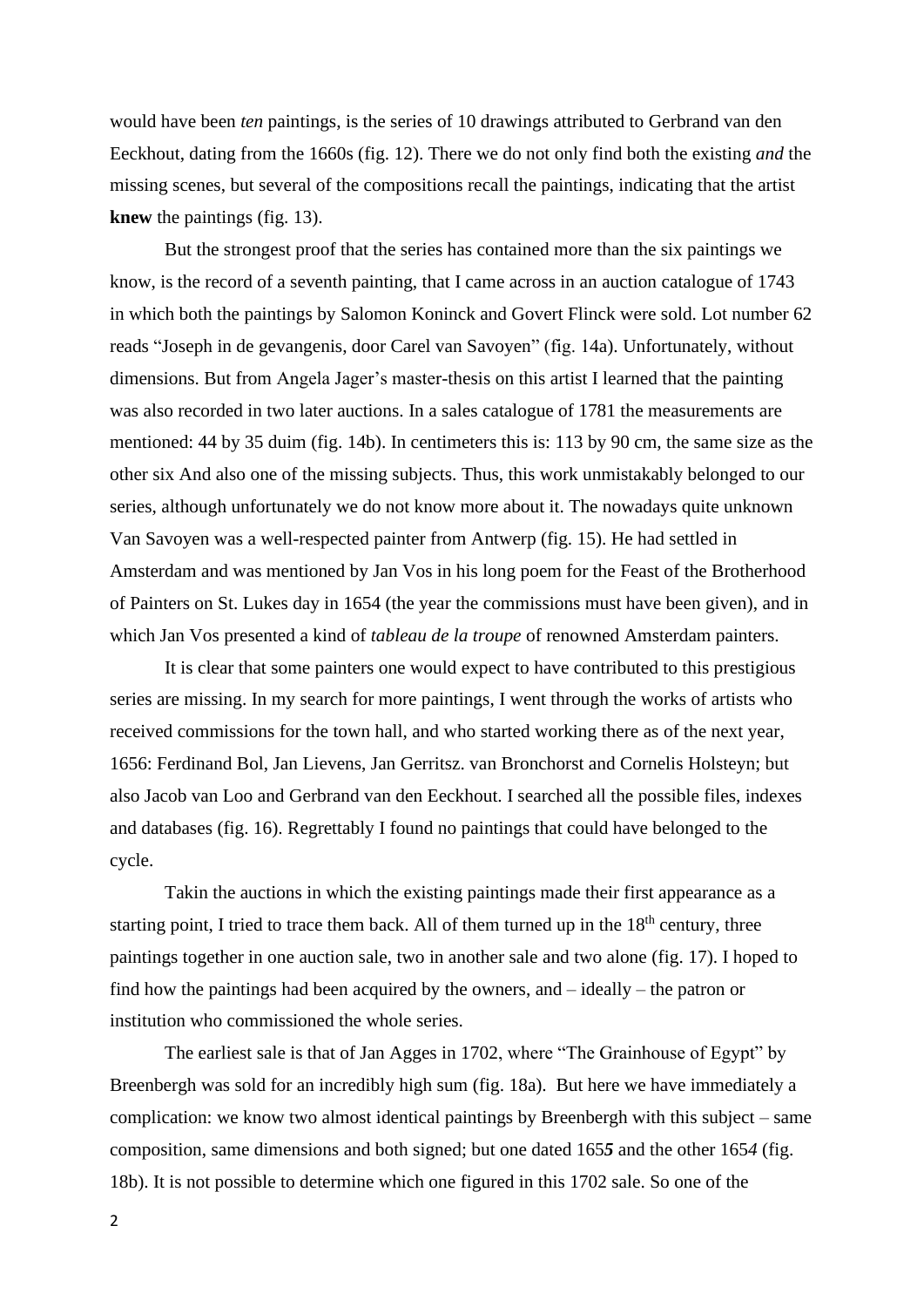would have been *ten* paintings, is the series of 10 drawings attributed to Gerbrand van den Eeckhout, dating from the 1660s (fig. 12). There we do not only find both the existing *and* the missing scenes, but several of the compositions recall the paintings, indicating that the artist **knew** the paintings (fig. 13).

But the strongest proof that the series has contained more than the six paintings we know, is the record of a seventh painting, that I came across in an auction catalogue of 1743 in which both the paintings by Salomon Koninck and Govert Flinck were sold. Lot number 62 reads "Joseph in de gevangenis, door Carel van Savoyen" (fig. 14a). Unfortunately, without dimensions. But from Angela Jager's master-thesis on this artist I learned that the painting was also recorded in two later auctions. In a sales catalogue of 1781 the measurements are mentioned: 44 by 35 duim (fig. 14b). In centimeters this is: 113 by 90 cm, the same size as the other six And also one of the missing subjects. Thus, this work unmistakably belonged to our series, although unfortunately we do not know more about it. The nowadays quite unknown Van Savoyen was a well-respected painter from Antwerp (fig. 15). He had settled in Amsterdam and was mentioned by Jan Vos in his long poem for the Feast of the Brotherhood of Painters on St. Lukes day in 1654 (the year the commissions must have been given), and in which Jan Vos presented a kind of *tableau de la troupe* of renowned Amsterdam painters.

It is clear that some painters one would expect to have contributed to this prestigious series are missing. In my search for more paintings, I went through the works of artists who received commissions for the town hall, and who started working there as of the next year, 1656: Ferdinand Bol, Jan Lievens, Jan Gerritsz. van Bronchorst and Cornelis Holsteyn; but also Jacob van Loo and Gerbrand van den Eeckhout. I searched all the possible files, indexes and databases (fig. 16). Regrettably I found no paintings that could have belonged to the cycle.

Takin the auctions in which the existing paintings made their first appearance as a starting point, I tried to trace them back. All of them turned up in the 18th century, three paintings together in one auction sale, two in another sale and two alone (fig. 17). I hoped to find how the paintings had been acquired by the owners, and – ideally – the patron or institution who commissioned the whole series.

The earliest sale is that of Jan Agges in 1702, where "The Grainhouse of Egypt" by Breenbergh was sold for an incredibly high sum (fig. 18a). But here we have immediately a complication: we know two almost identical paintings by Breenbergh with this subject – same composition, same dimensions and both signed; but one dated 165***5*** and the other 165*4* (fig. 18b). It is not possible to determine which one figured in this 1702 sale. So one of the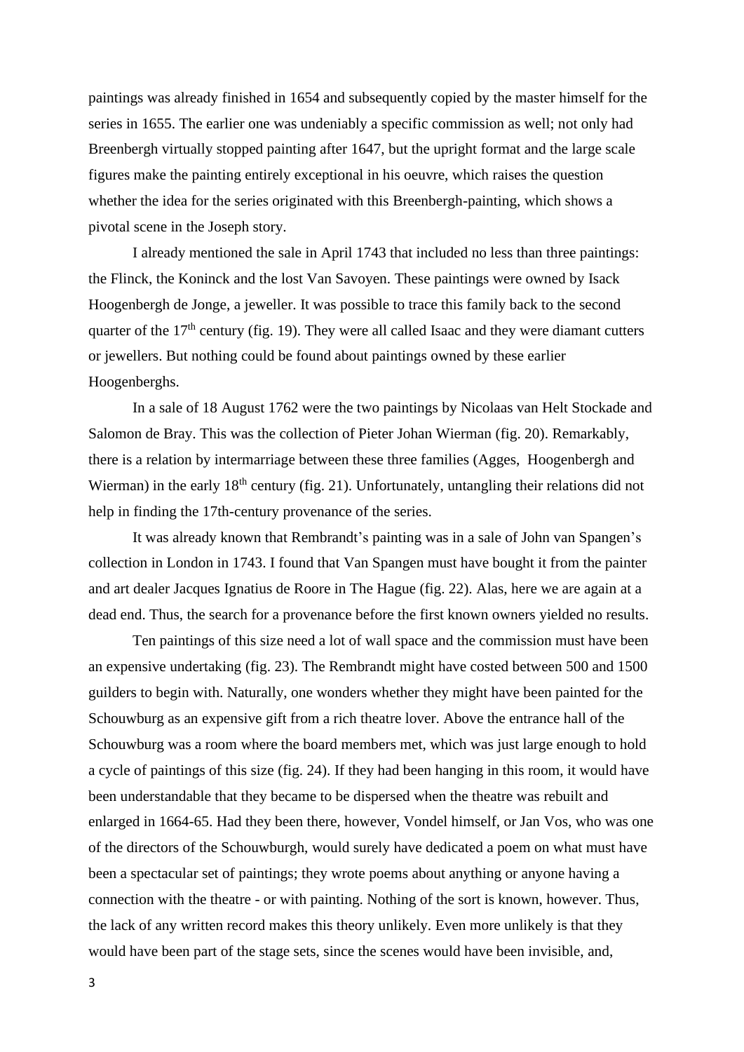paintings was already finished in 1654 and subsequently copied by the master himself for the series in 1655. The earlier one was undeniably a specific commission as well; not only had Breenbergh virtually stopped painting after 1647, but the upright format and the large scale figures make the painting entirely exceptional in his oeuvre, which raises the question whether the idea for the series originated with this Breenbergh-painting, which shows a pivotal scene in the Joseph story.

I already mentioned the sale in April 1743 that included no less than three paintings: the Flinck, the Koninck and the lost Van Savoyen. These paintings were owned by Isack Hoogenbergh de Jonge, a jeweller. It was possible to trace this family back to the second quarter of the 17th century (fig. 19). They were all called Isaac and they were diamant cutters or jewellers. But nothing could be found about paintings owned by these earlier Hoogenberghs.

In a sale of 18 August 1762 were the two paintings by Nicolaas van Helt Stockade and Salomon de Bray. This was the collection of Pieter Johan Wierman (fig. 20). Remarkably, there is a relation by intermarriage between these three families (Agges, Hoogenbergh and Wierman) in the early 18th century (fig. 21). Unfortunately, untangling their relations did not help in finding the 17th-century provenance of the series.

It was already known that Rembrandt's painting was in a sale of John van Spangen's collection in London in 1743. I found that Van Spangen must have bought it from the painter and art dealer Jacques Ignatius de Roore in The Hague (fig. 22). Alas, here we are again at a dead end. Thus, the search for a provenance before the first known owners yielded no results.

Ten paintings of this size need a lot of wall space and the commission must have been an expensive undertaking (fig. 23). The Rembrandt might have costed between 500 and 1500 guilders to begin with. Naturally, one wonders whether they might have been painted for the Schouwburg as an expensive gift from a rich theatre lover. Above the entrance hall of the Schouwburg was a room where the board members met, which was just large enough to hold a cycle of paintings of this size (fig. 24). If they had been hanging in this room, it would have been understandable that they became to be dispersed when the theatre was rebuilt and enlarged in 1664-65. Had they been there, however, Vondel himself, or Jan Vos, who was one of the directors of the Schouwburgh, would surely have dedicated a poem on what must have been a spectacular set of paintings; they wrote poems about anything or anyone having a connection with the theatre - or with painting. Nothing of the sort is known, however. Thus, the lack of any written record makes this theory unlikely. Even more unlikely is that they would have been part of the stage sets, since the scenes would have been invisible, and,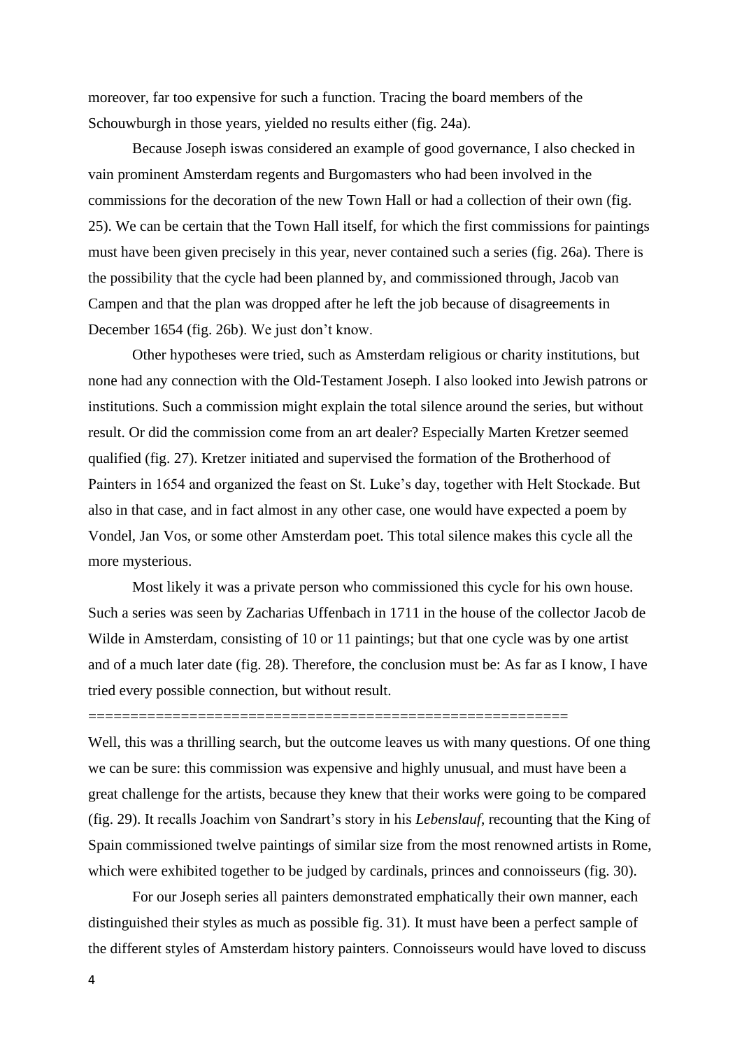moreover, far too expensive for such a function. Tracing the board members of the Schouwburgh in those years, yielded no results either (fig. 24a).

Because Joseph iswas considered an example of good governance, I also checked in vain prominent Amsterdam regents and Burgomasters who had been involved in the commissions for the decoration of the new Town Hall or had a collection of their own (fig. 25). We can be certain that the Town Hall itself, for which the first commissions for paintings must have been given precisely in this year, never contained such a series (fig. 26a). There is the possibility that the cycle had been planned by, and commissioned through, Jacob van Campen and that the plan was dropped after he left the job because of disagreements in December 1654 (fig. 26b). We just don't know.

Other hypotheses were tried, such as Amsterdam religious or charity institutions, but none had any connection with the Old-Testament Joseph. I also looked into Jewish patrons or institutions. Such a commission might explain the total silence around the series, but without result. Or did the commission come from an art dealer? Especially Marten Kretzer seemed qualified (fig. 27). Kretzer initiated and supervised the formation of the Brotherhood of Painters in 1654 and organized the feast on St. Luke's day, together with Helt Stockade. But also in that case, and in fact almost in any other case, one would have expected a poem by Vondel, Jan Vos, or some other Amsterdam poet. This total silence makes this cycle all the more mysterious.

Most likely it was a private person who commissioned this cycle for his own house. Such a series was seen by Zacharias Uffenbach in 1711 in the house of the collector Jacob de Wilde in Amsterdam, consisting of 10 or 11 paintings; but that one cycle was by one artist and of a much later date (fig. 28). Therefore, the conclusion must be: As far as I know, I have tried every possible connection, but without result.

========================================================

Well, this was a thrilling search, but the outcome leaves us with many questions. Of one thing we can be sure: this commission was expensive and highly unusual, and must have been a great challenge for the artists, because they knew that their works were going to be compared (fig. 29). It recalls Joachim von Sandrart's story in his *Lebenslauf*, recounting that the King of Spain commissioned twelve paintings of similar size from the most renowned artists in Rome, which were exhibited together to be judged by cardinals, princes and connoisseurs (fig. 30).

For our Joseph series all painters demonstrated emphatically their own manner, each distinguished their styles as much as possible fig. 31). It must have been a perfect sample of the different styles of Amsterdam history painters. Connoisseurs would have loved to discuss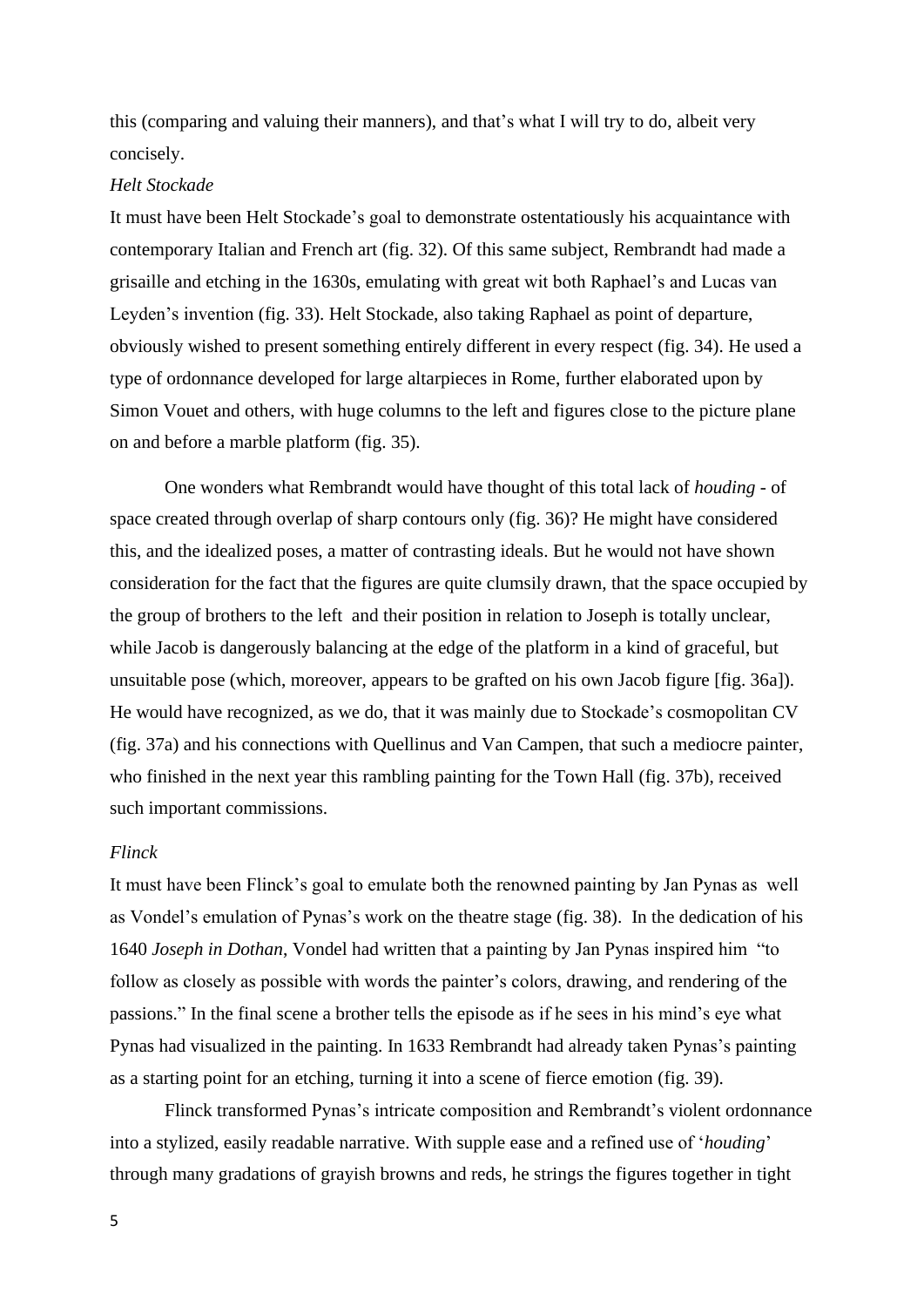this (comparing and valuing their manners), and that's what I will try to do, albeit very concisely.

*Helt Stockade*

It must have been Helt Stockade's goal to demonstrate ostentatiously his acquaintance with contemporary Italian and French art (fig. 32). Of this same subject, Rembrandt had made a grisaille and etching in the 1630s, emulating with great wit both Raphael's and Lucas van Leyden's invention (fig. 33). Helt Stockade, also taking Raphael as point of departure, obviously wished to present something entirely different in every respect (fig. 34). He used a type of ordonnance developed for large altarpieces in Rome, further elaborated upon by Simon Vouet and others, with huge columns to the left and figures close to the picture plane on and before a marble platform (fig. 35).

One wonders what Rembrandt would have thought of this total lack of *houding* - of space created through overlap of sharp contours only (fig. 36)? He might have considered this, and the idealized poses, a matter of contrasting ideals. But he would not have shown consideration for the fact that the figures are quite clumsily drawn, that the space occupied by the group of brothers to the left and their position in relation to Joseph is totally unclear, while Jacob is dangerously balancing at the edge of the platform in a kind of graceful, but unsuitable pose (which, moreover, appears to be grafted on his own Jacob figure [fig. 36a]). He would have recognized, as we do, that it was mainly due to Stockade's cosmopolitan CV (fig. 37a) and his connections with Quellinus and Van Campen, that such a mediocre painter, who finished in the next year this rambling painting for the Town Hall (fig. 37b), received such important commissions.

*Flinck*

It must have been Flinck's goal to emulate both the renowned painting by Jan Pynas as well as Vondel's emulation of Pynas's work on the theatre stage (fig. 38). In the dedication of his 1640 *Joseph in Dothan*, Vondel had written that a painting by Jan Pynas inspired him "to follow as closely as possible with words the painter's colors, drawing, and rendering of the passions." In the final scene a brother tells the episode as if he sees in his mind's eye what Pynas had visualized in the painting. In 1633 Rembrandt had already taken Pynas's painting as a starting point for an etching, turning it into a scene of fierce emotion (fig. 39).

Flinck transformed Pynas's intricate composition and Rembrandt's violent ordonnance into a stylized, easily readable narrative. With supple ease and a refined use of '*houding*' through many gradations of grayish browns and reds, he strings the figures together in tight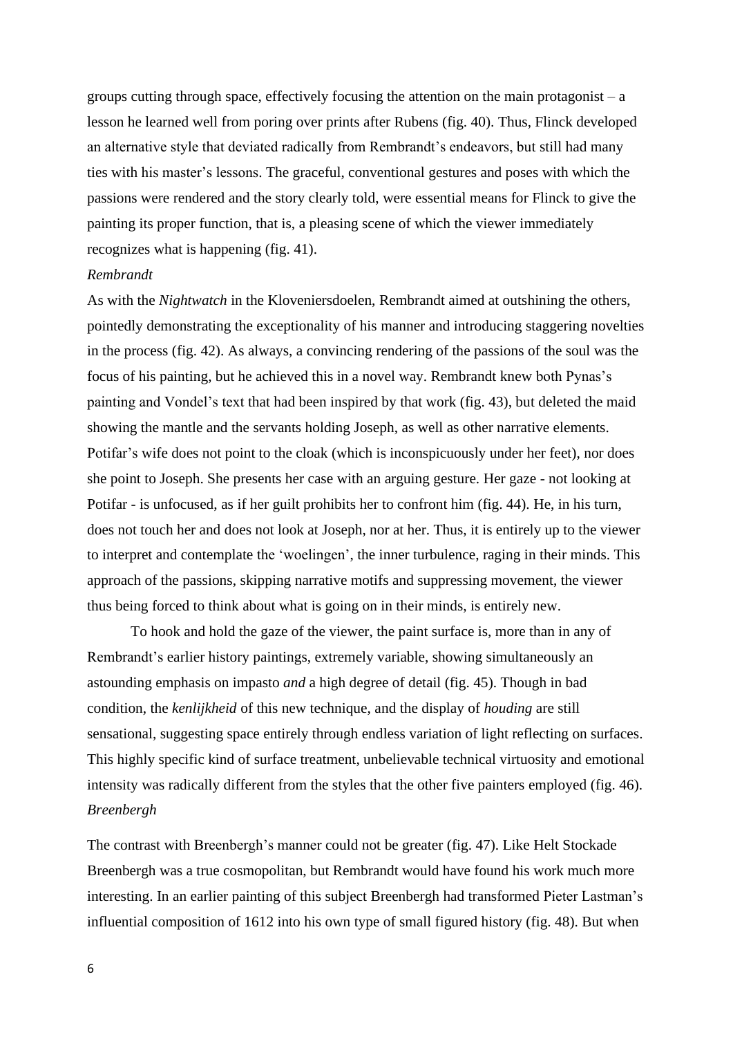groups cutting through space, effectively focusing the attention on the main protagonist – a lesson he learned well from poring over prints after Rubens (fig. 40). Thus, Flinck developed an alternative style that deviated radically from Rembrandt's endeavors, but still had many ties with his master's lessons. The graceful, conventional gestures and poses with which the passions were rendered and the story clearly told, were essential means for Flinck to give the painting its proper function, that is, a pleasing scene of which the viewer immediately recognizes what is happening (fig. 41).

*Rembrandt*

As with the *Nightwatch* in the Kloveniersdoelen, Rembrandt aimed at outshining the others, pointedly demonstrating the exceptionality of his manner and introducing staggering novelties in the process (fig. 42). As always, a convincing rendering of the passions of the soul was the focus of his painting, but he achieved this in a novel way. Rembrandt knew both Pynas's painting and Vondel's text that had been inspired by that work (fig. 43), but deleted the maid showing the mantle and the servants holding Joseph, as well as other narrative elements. Potifar's wife does not point to the cloak (which is inconspicuously under her feet), nor does she point to Joseph. She presents her case with an arguing gesture. Her gaze - not looking at Potifar - is unfocused, as if her guilt prohibits her to confront him (fig. 44). He, in his turn, does not touch her and does not look at Joseph, nor at her. Thus, it is entirely up to the viewer to interpret and contemplate the 'woelingen', the inner turbulence, raging in their minds. This approach of the passions, skipping narrative motifs and suppressing movement, the viewer thus being forced to think about what is going on in their minds, is entirely new.

To hook and hold the gaze of the viewer, the paint surface is, more than in any of Rembrandt's earlier history paintings, extremely variable, showing simultaneously an astounding emphasis on impasto *and* a high degree of detail (fig. 45). Though in bad condition, the *kenlijkheid* of this new technique, and the display of *houding* are still sensational, suggesting space entirely through endless variation of light reflecting on surfaces. This highly specific kind of surface treatment, unbelievable technical virtuosity and emotional intensity was radically different from the styles that the other five painters employed (fig. 46).

*Breenbergh*

The contrast with Breenbergh's manner could not be greater (fig. 47). Like Helt Stockade Breenbergh was a true cosmopolitan, but Rembrandt would have found his work much more interesting. In an earlier painting of this subject Breenbergh had transformed Pieter Lastman's influential composition of 1612 into his own type of small figured history (fig. 48). But when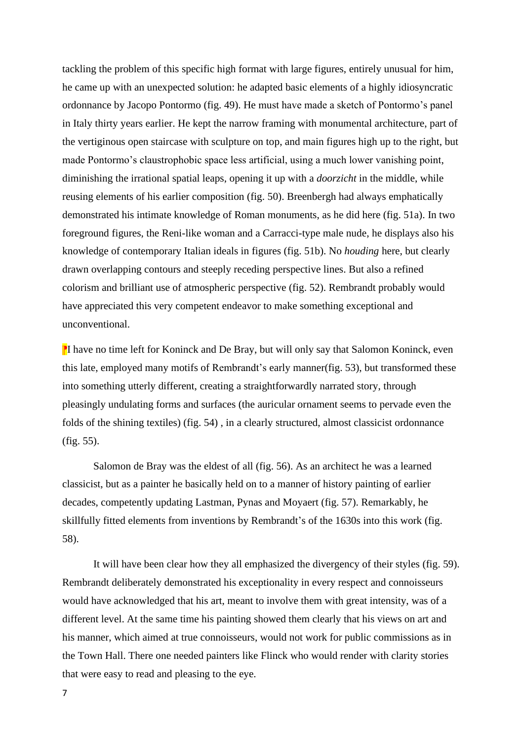tackling the problem of this specific high format with large figures, entirely unusual for him, he came up with an unexpected solution: he adapted basic elements of a highly idiosyncratic ordonnance by Jacopo Pontormo (fig. 49). He must have made a sketch of Pontormo's panel in Italy thirty years earlier. He kept the narrow framing with monumental architecture, part of the vertiginous open staircase with sculpture on top, and main figures high up to the right, but made Pontormo's claustrophobic space less artificial, using a much lower vanishing point, diminishing the irrational spatial leaps, opening it up with a *doorzicht* in the middle, while reusing elements of his earlier composition (fig. 50). Breenbergh had always emphatically demonstrated his intimate knowledge of Roman monuments, as he did here (fig. 51a). In two foreground figures, the Reni-like woman and a Carracci-type male nude, he displays also his knowledge of contemporary Italian ideals in figures (fig. 51b). No *houding* here, but clearly drawn overlapping contours and steeply receding perspective lines. But also a refined colorism and brilliant use of atmospheric perspective (fig. 52). Rembrandt probably would have appreciated this very competent endeavor to make something exceptional and unconventional.

I have no time left for Koninck and De Bray, but will only say that Salomon Koninck, even this late, employed many motifs of Rembrandt's early manner(fig. 53), but transformed these into something utterly different, creating a straightforwardly narrated story, through pleasingly undulating forms and surfaces (the auricular ornament seems to pervade even the folds of the shining textiles) (fig. 54) , in a clearly structured, almost classicist ordonnance (fig. 55).

Salomon de Bray was the eldest of all (fig. 56). As an architect he was a learned classicist, but as a painter he basically held on to a manner of history painting of earlier decades, competently updating Lastman, Pynas and Moyaert (fig. 57). Remarkably, he skillfully fitted elements from inventions by Rembrandt's of the 1630s into this work (fig. 58).

It will have been clear how they all emphasized the divergency of their styles (fig. 59). Rembrandt deliberately demonstrated his exceptionality in every respect and connoisseurs would have acknowledged that his art, meant to involve them with great intensity, was of a different level. At the same time his painting showed them clearly that his views on art and his manner, which aimed at true connoisseurs, would not work for public commissions as in the Town Hall. There one needed painters like Flinck who would render with clarity stories that were easy to read and pleasing to the eye.